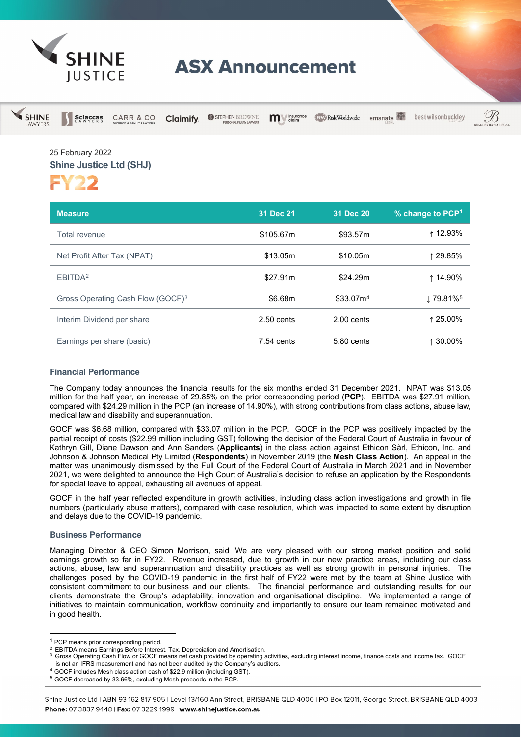# ASX Announcement

25 February 2022

**Shine Justice Ltd (SHJ)**

# FY22

| Measure | 31 Dec 21 | 31 Dec 20 | % change to PCP[1] |
|---|---|---|---|
| Total revenue | \$105.67m | \$93.57m | ↑ 12.93% |
| Net Profit After Tax (NPAT) | \$13.05m | \$10.05m | ↑ 29.85% |
| EBITDA[2] | \$27.91m | \$24.29m | ↑ 14.90% |
| Gross Operating Cash Flow (GOCF)[3] | \$6.68m | \$33.07m[4] | ↓ 79.81%[5] |
| Interim Dividend per share | 2.50 cents | 2.00 cents | ↑ 25.00% |
| Earnings per share (basic) | 7.54 cents | 5.80 cents | ↑ 30.00% |

### Financial Performance

The Company today announces the financial results for the six months ended 31 December 2021. NPAT was \$13.05 million for the half year, an increase of 29.85% on the prior corresponding period (**PCP**). EBITDA was \$27.91 million, compared with \$24.29 million in the PCP (an increase of 14.90%), with strong contributions from class actions, abuse law, medical law and disability and superannuation.

GOCF was \$6.68 million, compared with \$33.07 million in the PCP. GOCF in the PCP was positively impacted by the partial receipt of costs (\$22.99 million including GST) following the decision of the Federal Court of Australia in favour of Kathryn Gill, Diane Dawson and Ann Sanders (**Applicants**) in the class action against Ethicon Sàrl, Ethicon, Inc. and Johnson & Johnson Medical Pty Limited (**Respondents**) in November 2019 (the **Mesh Class Action**). An appeal in the matter was unanimously dismissed by the Full Court of the Federal Court of Australia in March 2021 and in November 2021, we were delighted to announce the High Court of Australia's decision to refuse an application by the Respondents for special leave to appeal, exhausting all avenues of appeal.

GOCF in the half year reflected expenditure in growth activities, including class action investigations and growth in file numbers (particularly abuse matters), compared with case resolution, which was impacted to some extent by disruption and delays due to the COVID-19 pandemic.

### Business Performance

Managing Director & CEO Simon Morrison, said 'We are very pleased with our strong market position and solid earnings growth so far in FY22. Revenue increased, due to growth in our new practice areas, including our class actions, abuse, law and superannuation and disability practices as well as strong growth in personal injuries. The challenges posed by the COVID-19 pandemic in the first half of FY22 were met by the team at Shine Justice with consistent commitment to our business and our clients. The financial performance and outstanding results for our clients demonstrate the Group's adaptability, innovation and organisational discipline. We implemented a range of initiatives to maintain communication, workflow continuity and importantly to ensure our team remained motivated and in good health.

---

[1] PCP means prior corresponding period.

[2] EBITDA means Earnings Before Interest, Tax, Depreciation and Amortisation.

[3] Gross Operating Cash Flow or GOCF means net cash provided by operating activities, excluding interest income, finance costs and income tax. GOCF is not an IFRS measurement and has not been audited by the Company's auditors.

[4] GOCF includes Mesh class action cash of \$22.9 million (including GST).

[5] GOCF decreased by 33.66%, excluding Mesh proceeds in the PCP.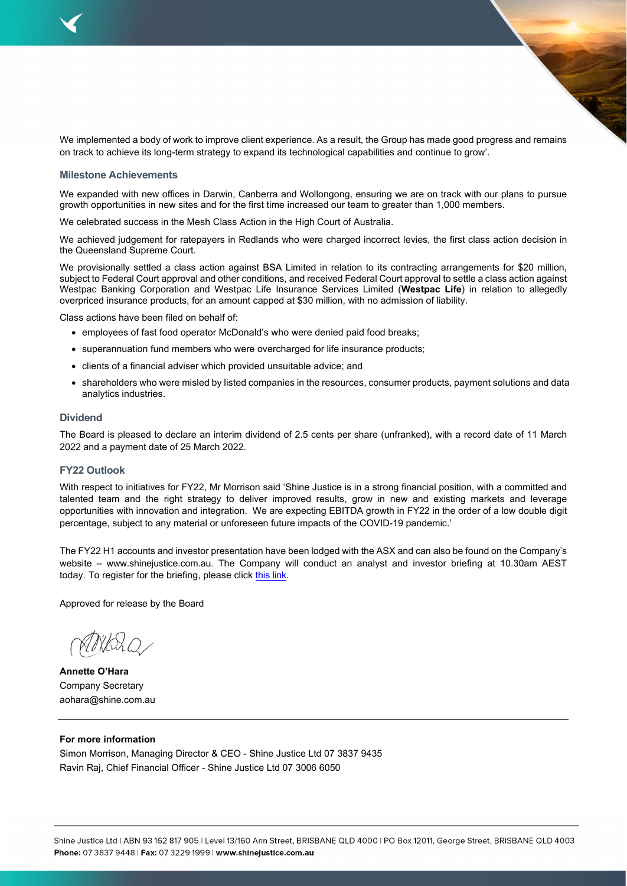We implemented a body of work to improve client experience. As a result, the Group has made good progress and remains on track to achieve its long-term strategy to expand its technological capabilities and continue to grow'.

### Milestone Achievements

We expanded with new offices in Darwin, Canberra and Wollongong, ensuring we are on track with our plans to pursue growth opportunities in new sites and for the first time increased our team to greater than 1,000 members.

We celebrated success in the Mesh Class Action in the High Court of Australia.

We achieved judgement for ratepayers in Redlands who were charged incorrect levies, the first class action decision in the Queensland Supreme Court.

We provisionally settled a class action against BSA Limited in relation to its contracting arrangements for $20 million, subject to Federal Court approval and other conditions, and received Federal Court approval to settle a class action against Westpac Banking Corporation and Westpac Life Insurance Services Limited (**Westpac Life**) in relation to allegedly overpriced insurance products, for an amount capped at $30 million, with no admission of liability.

Class actions have been filed on behalf of:

- employees of fast food operator McDonald's who were denied paid food breaks;
- superannuation fund members who were overcharged for life insurance products;
- clients of a financial adviser which provided unsuitable advice; and
- shareholders who were misled by listed companies in the resources, consumer products, payment solutions and data analytics industries.

### Dividend

The Board is pleased to declare an interim dividend of 2.5 cents per share (unfranked), with a record date of 11 March 2022 and a payment date of 25 March 2022.

### FY22 Outlook

With respect to initiatives for FY22, Mr Morrison said 'Shine Justice is in a strong financial position, with a committed and talented team and the right strategy to deliver improved results, grow in new and existing markets and leverage opportunities with innovation and integration. We are expecting EBITDA growth in FY22 in the order of a low double digit percentage, subject to any material or unforeseen future impacts of the COVID-19 pandemic.'

The FY22 H1 accounts and investor presentation have been lodged with the ASX and can also be found on the Company's website – www.shinejustice.com.au. The Company will conduct an analyst and investor briefing at 10.30am AEST today. To register for the briefing, please click this link.

Approved for release by the Board

**Annette O'Hara**
Company Secretary
aohara@shine.com.au

---

**For more information**
Simon Morrison, Managing Director & CEO - Shine Justice Ltd 07 3837 9435
Ravin Raj, Chief Financial Officer - Shine Justice Ltd 07 3006 6050